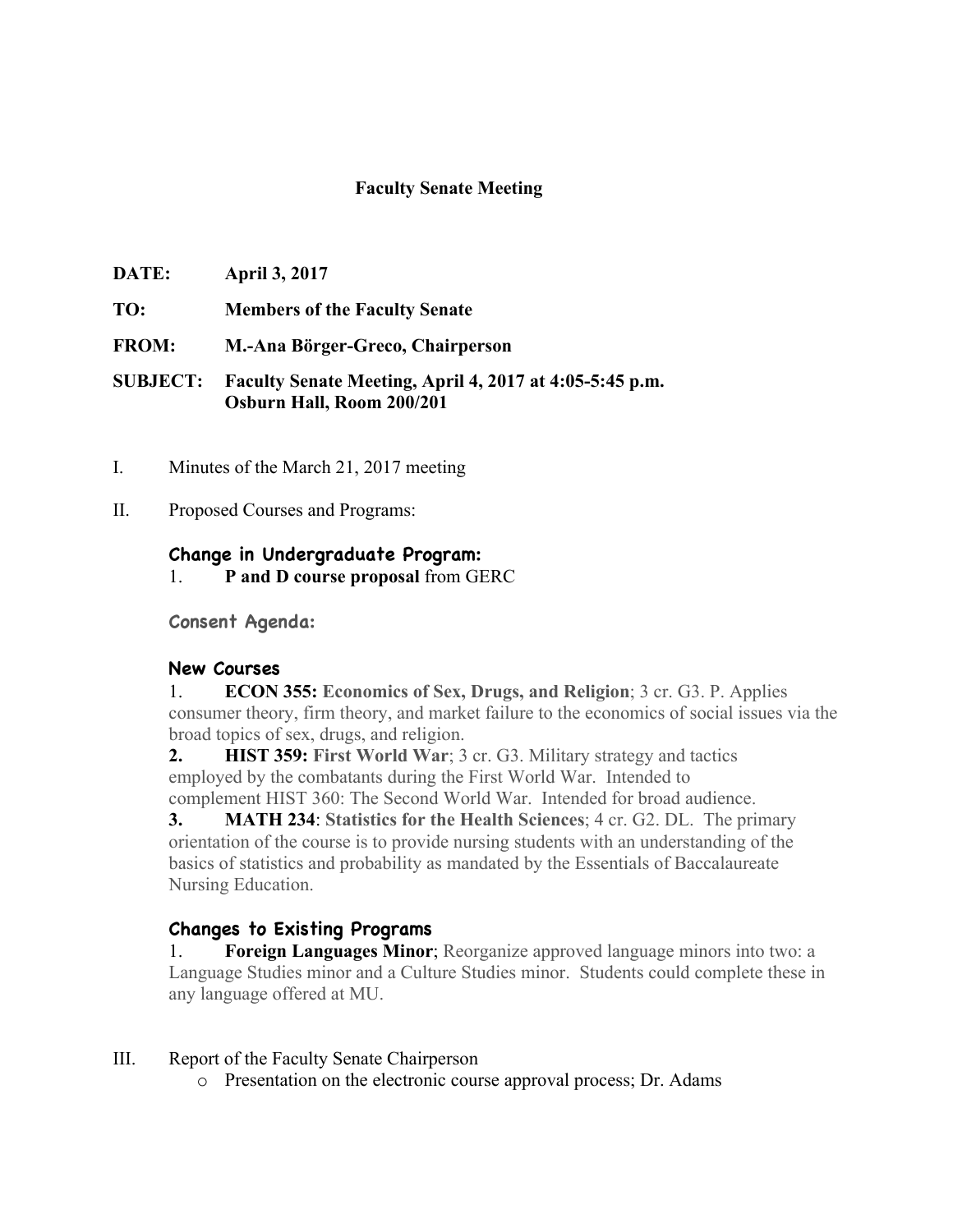## Faculty Senate Meeting

**DATE:** **April 3, 2017**

**TO:** **Members of the Faculty Senate**

**FROM:** **M.-Ana Börger-Greco, Chairperson**

**SUBJECT:** **Faculty Senate Meeting, April 4, 2017 at 4:05-5:45 p.m.**
**Osburn Hall, Room 200/201**

I. Minutes of the March 21, 2017 meeting

II. Proposed Courses and Programs:

### Change in Undergraduate Program:

1. **P and D course proposal** from GERC

#### Consent Agenda:

### New Courses

1. **ECON 355: Economics of Sex, Drugs, and Religion**; 3 cr. G3. P. Applies consumer theory, firm theory, and market failure to the economics of social issues via the broad topics of sex, drugs, and religion.
2. **HIST 359: First World War**; 3 cr. G3. Military strategy and tactics employed by the combatants during the First World War. Intended to complement HIST 360: The Second World War. Intended for broad audience.
3. **MATH 234**: **Statistics for the Health Sciences**; 4 cr. G2. DL. The primary orientation of the course is to provide nursing students with an understanding of the basics of statistics and probability as mandated by the Essentials of Baccalaureate Nursing Education.

### Changes to Existing Programs

1. **Foreign Languages Minor**; Reorganize approved language minors into two: a Language Studies minor and a Culture Studies minor. Students could complete these in any language offered at MU.

III. Report of the Faculty Senate Chairperson

- Presentation on the electronic course approval process; Dr. Adams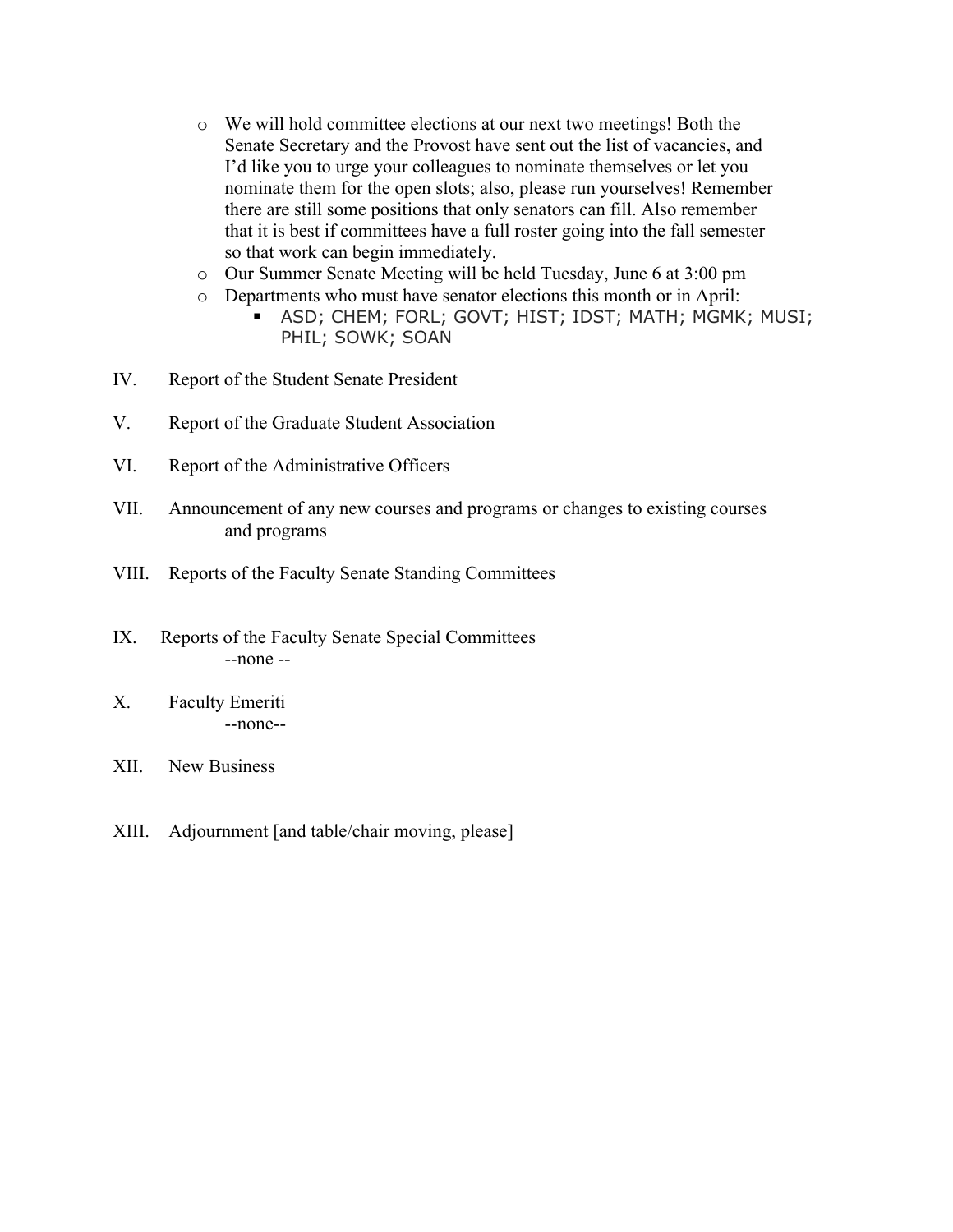- We will hold committee elections at our next two meetings! Both the Senate Secretary and the Provost have sent out the list of vacancies, and I'd like you to urge your colleagues to nominate themselves or let you nominate them for the open slots; also, please run yourselves! Remember there are still some positions that only senators can fill. Also remember that it is best if committees have a full roster going into the fall semester so that work can begin immediately.
- Our Summer Senate Meeting will be held Tuesday, June 6 at 3:00 pm
- Departments who must have senator elections this month or in April:
  - ASD; CHEM; FORL; GOVT; HIST; IDST; MATH; MGMK; MUSI; PHIL; SOWK; SOAN

IV. Report of the Student Senate President

V. Report of the Graduate Student Association

VI. Report of the Administrative Officers

VII. Announcement of any new courses and programs or changes to existing courses and programs

VIII. Reports of the Faculty Senate Standing Committees

IX. Reports of the Faculty Senate Special Committees

--none --

X. Faculty Emeriti

--none--

XII. New Business

XIII. Adjournment [and table/chair moving, please]